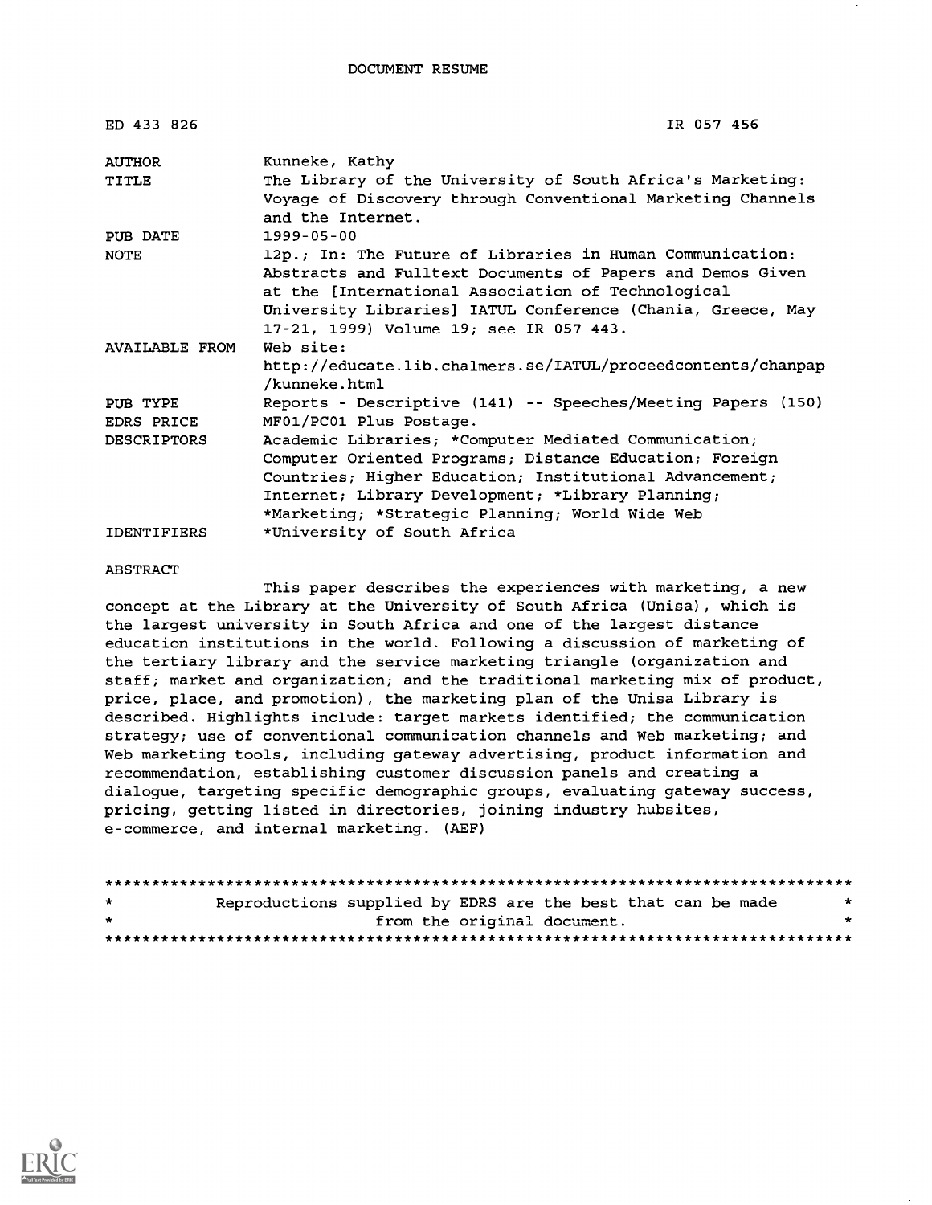DOCUMENT RESUME

| | |
|---|---|
| ED 433 826 | IR 057 456 |
| AUTHOR | Kunneke, Kathy |
| TITLE | The Library of the University of South Africa's Marketing: Voyage of Discovery through Conventional Marketing Channels and the Internet. |
| PUB DATE | 1999-05-00 |
| NOTE | 12p.; In: The Future of Libraries in Human Communication: Abstracts and Fulltext Documents of Papers and Demos Given at the [International Association of Technological University Libraries] IATUL Conference (Chania, Greece, May 17-21, 1999) Volume 19; see IR 057 443. |
| AVAILABLE FROM | Web site: http://educate.lib.chalmers.se/IATUL/proceedcontents/chanpap/kunneke.html |
| PUB TYPE | Reports - Descriptive (141) -- Speeches/Meeting Papers (150) |
| EDRS PRICE | MF01/PC01 Plus Postage. |
| DESCRIPTORS | Academic Libraries; *Computer Mediated Communication; Computer Oriented Programs; Distance Education; Foreign Countries; Higher Education; Institutional Advancement; Internet; Library Development; *Library Planning; *Marketing; *Strategic Planning; World Wide Web |
| IDENTIFIERS | *University of South Africa |

ABSTRACT

This paper describes the experiences with marketing, a new concept at the Library at the University of South Africa (Unisa), which is the largest university in South Africa and one of the largest distance education institutions in the world. Following a discussion of marketing of the tertiary library and the service marketing triangle (organization and staff; market and organization; and the traditional marketing mix of product, price, place, and promotion), the marketing plan of the Unisa Library is described. Highlights include: target markets identified; the communication strategy; use of conventional communication channels and Web marketing; and Web marketing tools, including gateway advertising, product information and recommendation, establishing customer discussion panels and creating a dialogue, targeting specific demographic groups, evaluating gateway success, pricing, getting listed in directories, joining industry hubsites, e-commerce, and internal marketing. (AEF)

Reproductions supplied by EDRS are the best that can be made from the original document.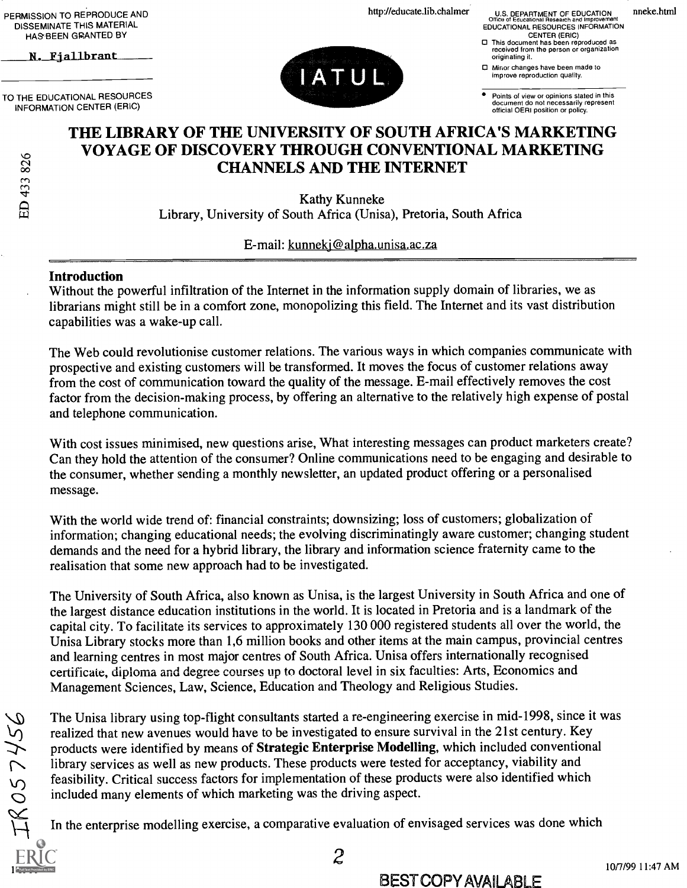# THE LIBRARY OF THE UNIVERSITY OF SOUTH AFRICA'S MARKETING VOYAGE OF DISCOVERY THROUGH CONVENTIONAL MARKETING CHANNELS AND THE INTERNET

Kathy Kunneke
Library, University of South Africa (Unisa), Pretoria, South Africa

E-mail: kunnekj@alpha.unisa.ac.za

## Introduction

Without the powerful infiltration of the Internet in the information supply domain of libraries, we as librarians might still be in a comfort zone, monopolizing this field. The Internet and its vast distribution capabilities was a wake-up call.

The Web could revolutionise customer relations. The various ways in which companies communicate with prospective and existing customers will be transformed. It moves the focus of customer relations away from the cost of communication toward the quality of the message. E-mail effectively removes the cost factor from the decision-making process, by offering an alternative to the relatively high expense of postal and telephone communication.

With cost issues minimised, new questions arise, What interesting messages can product marketers create? Can they hold the attention of the consumer? Online communications need to be engaging and desirable to the consumer, whether sending a monthly newsletter, an updated product offering or a personalised message.

With the world wide trend of: financial constraints; downsizing; loss of customers; globalization of information; changing educational needs; the evolving discriminatingly aware customer; changing student demands and the need for a hybrid library, the library and information science fraternity came to the realisation that some new approach had to be investigated.

The University of South Africa, also known as Unisa, is the largest University in South Africa and one of the largest distance education institutions in the world. It is located in Pretoria and is a landmark of the capital city. To facilitate its services to approximately 130 000 registered students all over the world, the Unisa Library stocks more than 1,6 million books and other items at the main campus, provincial centres and learning centres in most major centres of South Africa. Unisa offers internationally recognised certificate, diploma and degree courses up to doctoral level in six faculties: Arts, Economics and Management Sciences, Law, Science, Education and Theology and Religious Studies.

The Unisa library using top-flight consultants started a re-engineering exercise in mid-1998, since it was realized that new avenues would have to be investigated to ensure survival in the 21st century. Key products were identified by means of **Strategic Enterprise Modelling**, which included conventional library services as well as new products. These products were tested for acceptancy, viability and feasibility. Critical success factors for implementation of these products were also identified which included many elements of which marketing was the driving aspect.

In the enterprise modelling exercise, a comparative evaluation of envisaged services was done which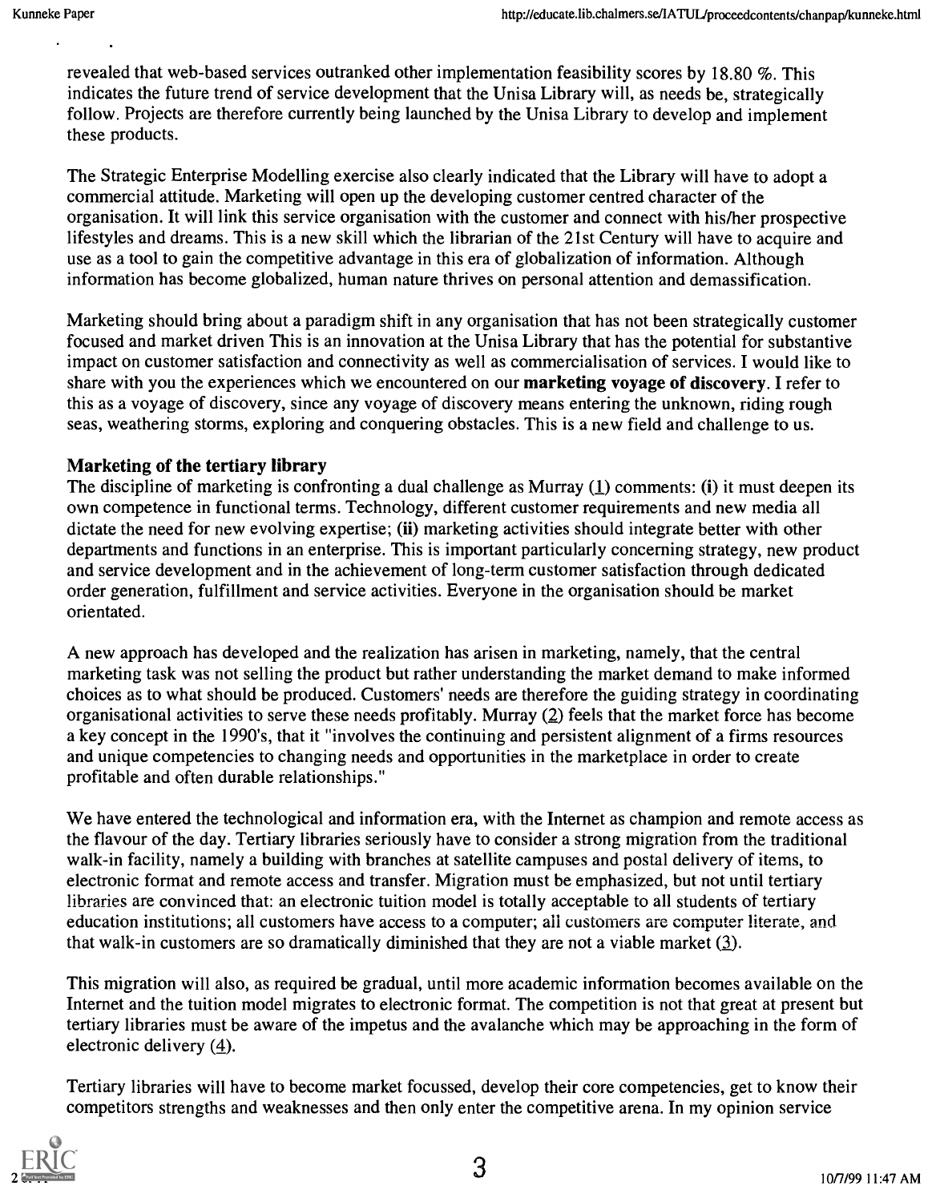revealed that web-based services outranked other implementation feasibility scores by 18.80 %. This indicates the future trend of service development that the Unisa Library will, as needs be, strategically follow. Projects are therefore currently being launched by the Unisa Library to develop and implement these products.

The Strategic Enterprise Modelling exercise also clearly indicated that the Library will have to adopt a commercial attitude. Marketing will open up the developing customer centred character of the organisation. It will link this service organisation with the customer and connect with his/her prospective lifestyles and dreams. This is a new skill which the librarian of the 21st Century will have to acquire and use as a tool to gain the competitive advantage in this era of globalization of information. Although information has become globalized, human nature thrives on personal attention and demassification.

Marketing should bring about a paradigm shift in any organisation that has not been strategically customer focused and market driven This is an innovation at the Unisa Library that has the potential for substantive impact on customer satisfaction and connectivity as well as commercialisation of services. I would like to share with you the experiences which we encountered on our **marketing voyage of discovery**. I refer to this as a voyage of discovery, since any voyage of discovery means entering the unknown, riding rough seas, weathering storms, exploring and conquering obstacles. This is a new field and challenge to us.

### Marketing of the tertiary library

The discipline of marketing is confronting a dual challenge as Murray (1) comments: **(i)** it must deepen its own competence in functional terms. Technology, different customer requirements and new media all dictate the need for new evolving expertise; **(ii)** marketing activities should integrate better with other departments and functions in an enterprise. This is important particularly concerning strategy, new product and service development and in the achievement of long-term customer satisfaction through dedicated order generation, fulfillment and service activities. Everyone in the organisation should be market orientated.

A new approach has developed and the realization has arisen in marketing, namely, that the central marketing task was not selling the product but rather understanding the market demand to make informed choices as to what should be produced. Customers' needs are therefore the guiding strategy in coordinating organisational activities to serve these needs profitably. Murray (2) feels that the market force has become a key concept in the 1990's, that it "involves the continuing and persistent alignment of a firms resources and unique competencies to changing needs and opportunities in the marketplace in order to create profitable and often durable relationships."

We have entered the technological and information era, with the Internet as champion and remote access as the flavour of the day. Tertiary libraries seriously have to consider a strong migration from the traditional walk-in facility, namely a building with branches at satellite campuses and postal delivery of items, to electronic format and remote access and transfer. Migration must be emphasized, but not until tertiary libraries are convinced that: an electronic tuition model is totally acceptable to all students of tertiary education institutions; all customers have access to a computer; all customers are computer literate, and that walk-in customers are so dramatically diminished that they are not a viable market (3).

This migration will also, as required be gradual, until more academic information becomes available on the Internet and the tuition model migrates to electronic format. The competition is not that great at present but tertiary libraries must be aware of the impetus and the avalanche which may be approaching in the form of electronic delivery (4).

Tertiary libraries will have to become market focussed, develop their core competencies, get to know their competitors strengths and weaknesses and then only enter the competitive arena. In my opinion service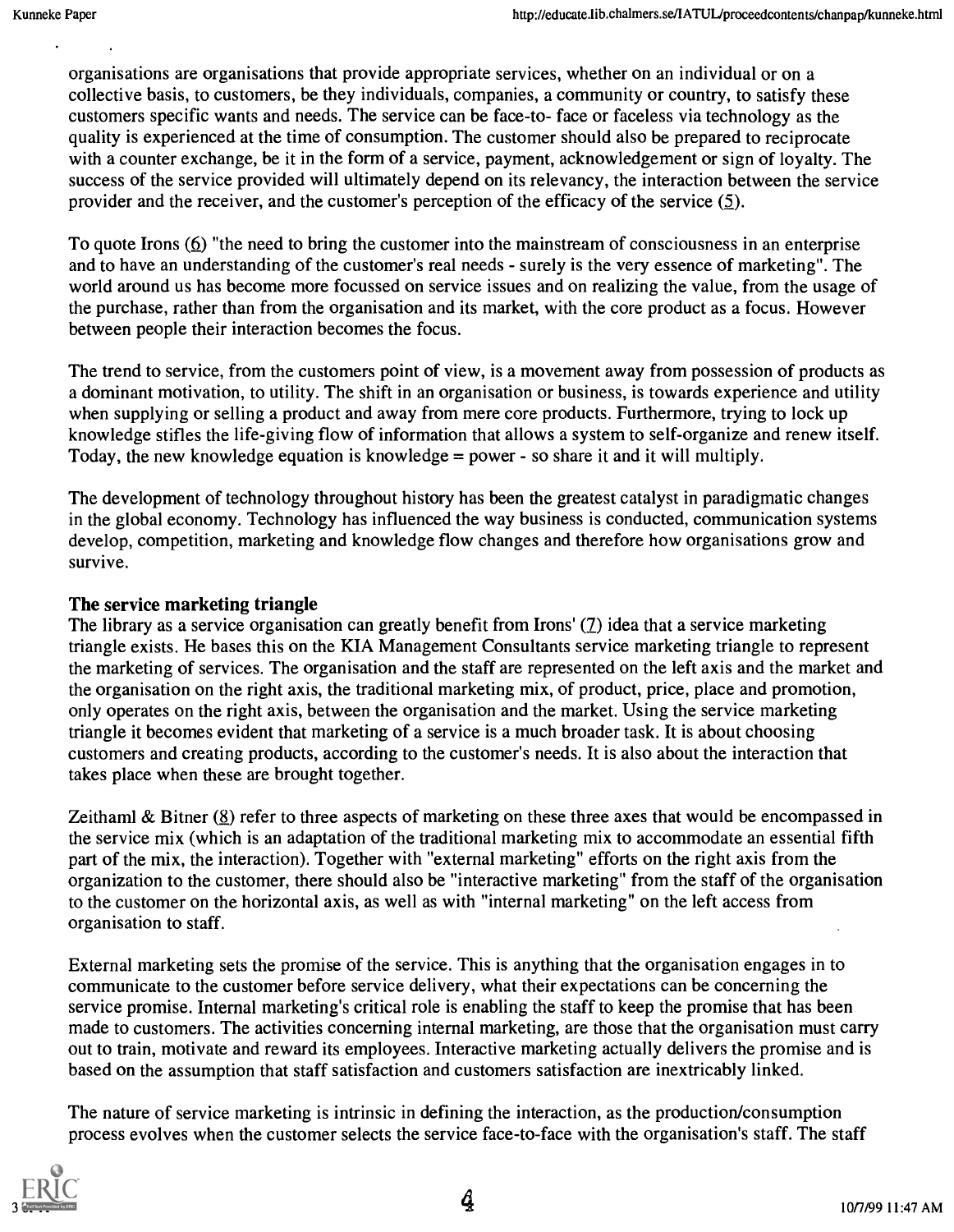organisations are organisations that provide appropriate services, whether on an individual or on a collective basis, to customers, be they individuals, companies, a community or country, to satisfy these customers specific wants and needs. The service can be face-to- face or faceless via technology as the quality is experienced at the time of consumption. The customer should also be prepared to reciprocate with a counter exchange, be it in the form of a service, payment, acknowledgement or sign of loyalty. The success of the service provided will ultimately depend on its relevancy, the interaction between the service provider and the receiver, and the customer's perception of the efficacy of the service (5).

To quote Irons (6) "the need to bring the customer into the mainstream of consciousness in an enterprise and to have an understanding of the customer's real needs - surely is the very essence of marketing". The world around us has become more focussed on service issues and on realizing the value, from the usage of the purchase, rather than from the organisation and its market, with the core product as a focus. However between people their interaction becomes the focus.

The trend to service, from the customers point of view, is a movement away from possession of products as a dominant motivation, to utility. The shift in an organisation or business, is towards experience and utility when supplying or selling a product and away from mere core products. Furthermore, trying to lock up knowledge stifles the life-giving flow of information that allows a system to self-organize and renew itself. Today, the new knowledge equation is knowledge = power - so share it and it will multiply.

The development of technology throughout history has been the greatest catalyst in paradigmatic changes in the global economy. Technology has influenced the way business is conducted, communication systems develop, competition, marketing and knowledge flow changes and therefore how organisations grow and survive.

**The service marketing triangle**

The library as a service organisation can greatly benefit from Irons' (7) idea that a service marketing triangle exists. He bases this on the KIA Management Consultants service marketing triangle to represent the marketing of services. The organisation and the staff are represented on the left axis and the market and the organisation on the right axis, the traditional marketing mix, of product, price, place and promotion, only operates on the right axis, between the organisation and the market. Using the service marketing triangle it becomes evident that marketing of a service is a much broader task. It is about choosing customers and creating products, according to the customer's needs. It is also about the interaction that takes place when these are brought together.

Zeithaml & Bitner (8) refer to three aspects of marketing on these three axes that would be encompassed in the service mix (which is an adaptation of the traditional marketing mix to accommodate an essential fifth part of the mix, the interaction). Together with "external marketing" efforts on the right axis from the organization to the customer, there should also be "interactive marketing" from the staff of the organisation to the customer on the horizontal axis, as well as with "internal marketing" on the left access from organisation to staff.

External marketing sets the promise of the service. This is anything that the organisation engages in to communicate to the customer before service delivery, what their expectations can be concerning the service promise. Internal marketing's critical role is enabling the staff to keep the promise that has been made to customers. The activities concerning internal marketing, are those that the organisation must carry out to train, motivate and reward its employees. Interactive marketing actually delivers the promise and is based on the assumption that staff satisfaction and customers satisfaction are inextricably linked.

The nature of service marketing is intrinsic in defining the interaction, as the production/consumption process evolves when the customer selects the service face-to-face with the organisation's staff. The staff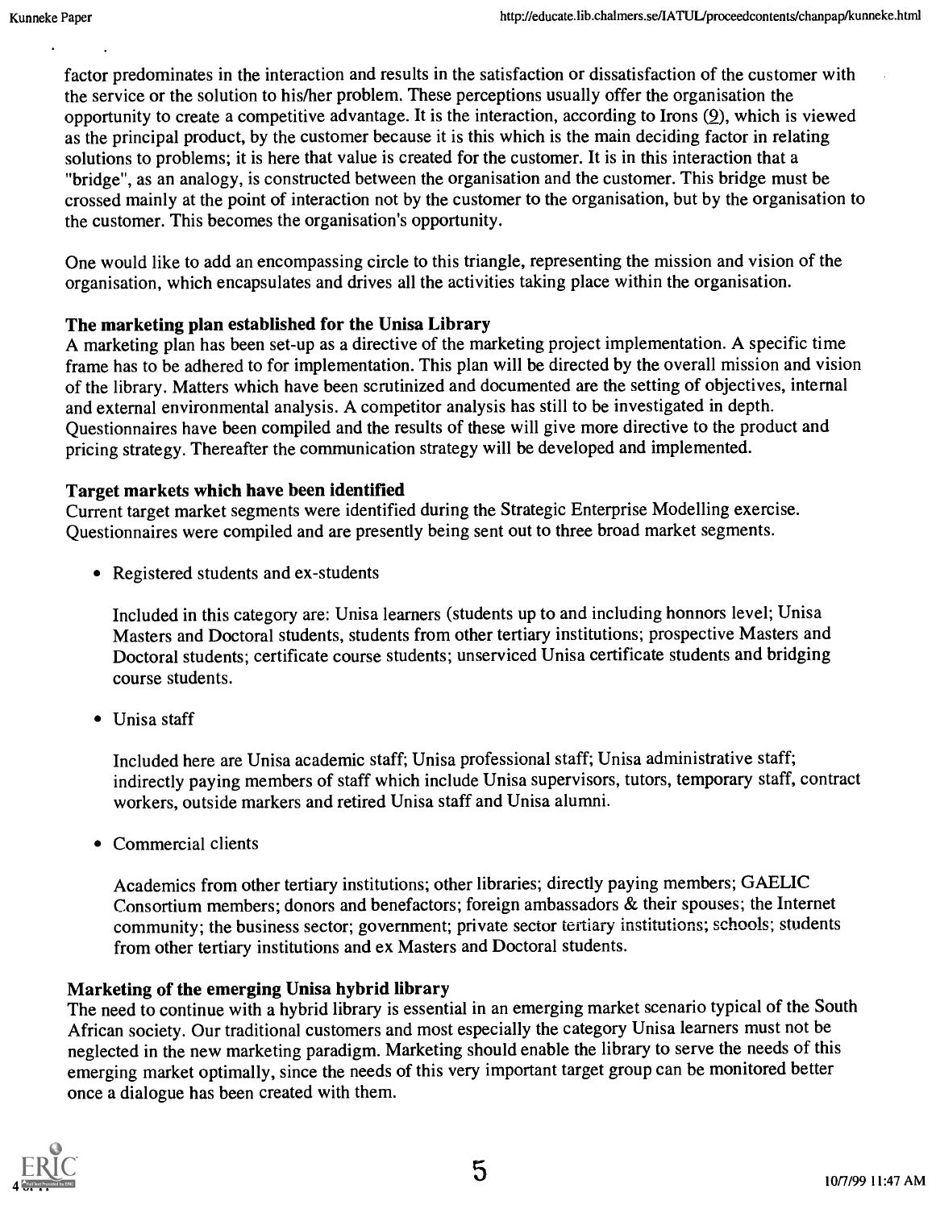factor predominates in the interaction and results in the satisfaction or dissatisfaction of the customer with the service or the solution to his/her problem. These perceptions usually offer the organisation the opportunity to create a competitive advantage. It is the interaction, according to Irons (9), which is viewed as the principal product, by the customer because it is this which is the main deciding factor in relating solutions to problems; it is here that value is created for the customer. It is in this interaction that a "bridge", as an analogy, is constructed between the organisation and the customer. This bridge must be crossed mainly at the point of interaction not by the customer to the organisation, but by the organisation to the customer. This becomes the organisation's opportunity.

One would like to add an encompassing circle to this triangle, representing the mission and vision of the organisation, which encapsulates and drives all the activities taking place within the organisation.

### The marketing plan established for the Unisa Library

A marketing plan has been set-up as a directive of the marketing project implementation. A specific time frame has to be adhered to for implementation. This plan will be directed by the overall mission and vision of the library. Matters which have been scrutinized and documented are the setting of objectives, internal and external environmental analysis. A competitor analysis has still to be investigated in depth. Questionnaires have been compiled and the results of these will give more directive to the product and pricing strategy. Thereafter the communication strategy will be developed and implemented.

### Target markets which have been identified

Current target market segments were identified during the Strategic Enterprise Modelling exercise. Questionnaires were compiled and are presently being sent out to three broad market segments.

- Registered students and ex-students

  Included in this category are: Unisa learners (students up to and including honnors level; Unisa Masters and Doctoral students, students from other tertiary institutions; prospective Masters and Doctoral students; certificate course students; unserviced Unisa certificate students and bridging course students.

- Unisa staff

  Included here are Unisa academic staff; Unisa professional staff; Unisa administrative staff; indirectly paying members of staff which include Unisa supervisors, tutors, temporary staff, contract workers, outside markers and retired Unisa staff and Unisa alumni.

- Commercial clients

  Academics from other tertiary institutions; other libraries; directly paying members; GAELIC Consortium members; donors and benefactors; foreign ambassadors & their spouses; the Internet community; the business sector; government; private sector tertiary institutions; schools; students from other tertiary institutions and ex Masters and Doctoral students.

### Marketing of the emerging Unisa hybrid library

The need to continue with a hybrid library is essential in an emerging market scenario typical of the South African society. Our traditional customers and most especially the category Unisa learners must not be neglected in the new marketing paradigm. Marketing should enable the library to serve the needs of this emerging market optimally, since the needs of this very important target group can be monitored better once a dialogue has been created with them.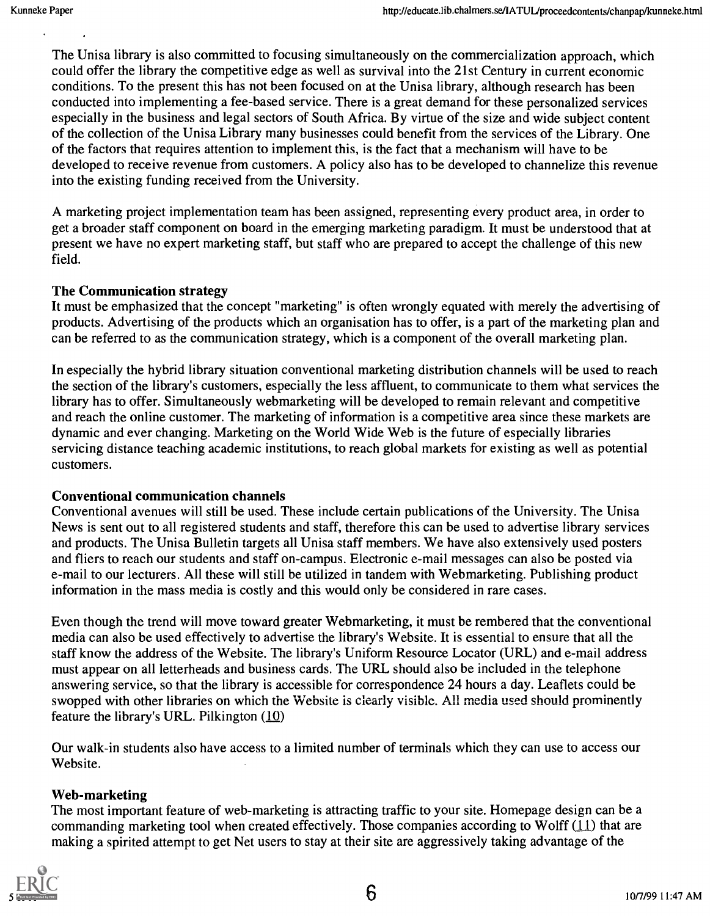The Unisa library is also committed to focusing simultaneously on the commercialization approach, which could offer the library the competitive edge as well as survival into the 21st Century in current economic conditions. To the present this has not been focused on at the Unisa library, although research has been conducted into implementing a fee-based service. There is a great demand for these personalized services especially in the business and legal sectors of South Africa. By virtue of the size and wide subject content of the collection of the Unisa Library many businesses could benefit from the services of the Library. One of the factors that requires attention to implement this, is the fact that a mechanism will have to be developed to receive revenue from customers. A policy also has to be developed to channelize this revenue into the existing funding received from the University.

A marketing project implementation team has been assigned, representing every product area, in order to get a broader staff component on board in the emerging marketing paradigm. It must be understood that at present we have no expert marketing staff, but staff who are prepared to accept the challenge of this new field.

**The Communication strategy**

It must be emphasized that the concept "marketing" is often wrongly equated with merely the advertising of products. Advertising of the products which an organisation has to offer, is a part of the marketing plan and can be referred to as the communication strategy, which is a component of the overall marketing plan.

In especially the hybrid library situation conventional marketing distribution channels will be used to reach the section of the library's customers, especially the less affluent, to communicate to them what services the library has to offer. Simultaneously webmarketing will be developed to remain relevant and competitive and reach the online customer. The marketing of information is a competitive area since these markets are dynamic and ever changing. Marketing on the World Wide Web is the future of especially libraries servicing distance teaching academic institutions, to reach global markets for existing as well as potential customers.

**Conventional communication channels**

Conventional avenues will still be used. These include certain publications of the University. The Unisa News is sent out to all registered students and staff, therefore this can be used to advertise library services and products. The Unisa Bulletin targets all Unisa staff members. We have also extensively used posters and fliers to reach our students and staff on-campus. Electronic e-mail messages can also be posted via e-mail to our lecturers. All these will still be utilized in tandem with Webmarketing. Publishing product information in the mass media is costly and this would only be considered in rare cases.

Even though the trend will move toward greater Webmarketing, it must be rembered that the conventional media can also be used effectively to advertise the library's Website. It is essential to ensure that all the staff know the address of the Website. The library's Uniform Resource Locator (URL) and e-mail address must appear on all letterheads and business cards. The URL should also be included in the telephone answering service, so that the library is accessible for correspondence 24 hours a day. Leaflets could be swopped with other libraries on which the Website is clearly visible. All media used should prominently feature the library's URL. Pilkington (10)

Our walk-in students also have access to a limited number of terminals which they can use to access our Website.

**Web-marketing**

The most important feature of web-marketing is attracting traffic to your site. Homepage design can be a commanding marketing tool when created effectively. Those companies according to Wolff (11) that are making a spirited attempt to get Net users to stay at their site are aggressively taking advantage of the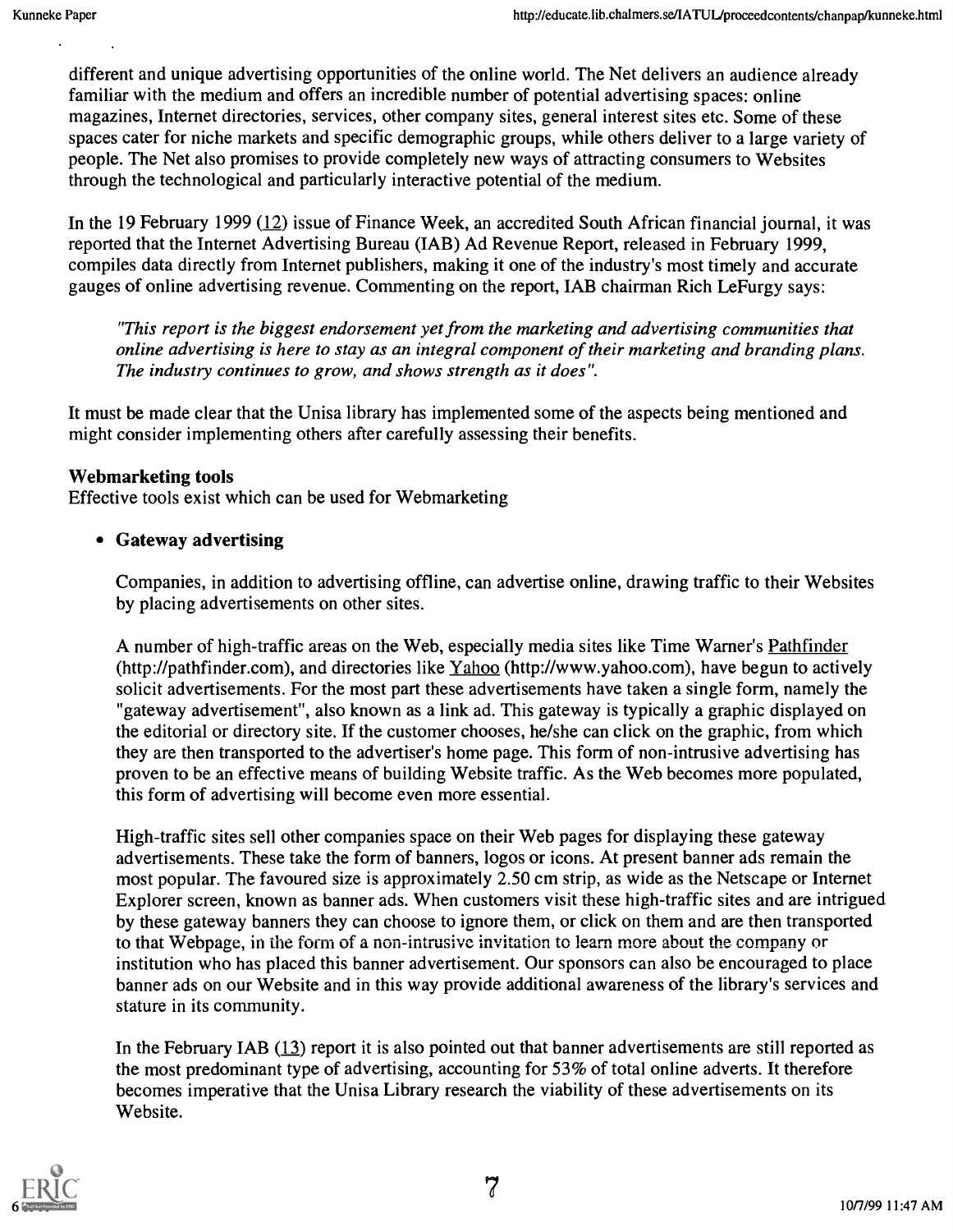different and unique advertising opportunities of the online world. The Net delivers an audience already familiar with the medium and offers an incredible number of potential advertising spaces: online magazines, Internet directories, services, other company sites, general interest sites etc. Some of these spaces cater for niche markets and specific demographic groups, while others deliver to a large variety of people. The Net also promises to provide completely new ways of attracting consumers to Websites through the technological and particularly interactive potential of the medium.

In the 19 February 1999 (12) issue of Finance Week, an accredited South African financial journal, it was reported that the Internet Advertising Bureau (IAB) Ad Revenue Report, released in February 1999, compiles data directly from Internet publishers, making it one of the industry's most timely and accurate gauges of online advertising revenue. Commenting on the report, IAB chairman Rich LeFurgy says:

> *"This report is the biggest endorsement yet from the marketing and advertising communities that online advertising is here to stay as an integral component of their marketing and branding plans. The industry continues to grow, and shows strength as it does".*

It must be made clear that the Unisa library has implemented some of the aspects being mentioned and might consider implementing others after carefully assessing their benefits.

**Webmarketing tools**
Effective tools exist which can be used for Webmarketing

- **Gateway advertising**

  Companies, in addition to advertising offline, can advertise online, drawing traffic to their Websites by placing advertisements on other sites.

  A number of high-traffic areas on the Web, especially media sites like Time Warner's Pathfinder (http://pathfinder.com), and directories like Yahoo (http://www.yahoo.com), have begun to actively solicit advertisements. For the most part these advertisements have taken a single form, namely the "gateway advertisement", also known as a link ad. This gateway is typically a graphic displayed on the editorial or directory site. If the customer chooses, he/she can click on the graphic, from which they are then transported to the advertiser's home page. This form of non-intrusive advertising has proven to be an effective means of building Website traffic. As the Web becomes more populated, this form of advertising will become even more essential.

  High-traffic sites sell other companies space on their Web pages for displaying these gateway advertisements. These take the form of banners, logos or icons. At present banner ads remain the most popular. The favoured size is approximately 2.50 cm strip, as wide as the Netscape or Internet Explorer screen, known as banner ads. When customers visit these high-traffic sites and are intrigued by these gateway banners they can choose to ignore them, or click on them and are then transported to that Webpage, in the form of a non-intrusive invitation to learn more about the company or institution who has placed this banner advertisement. Our sponsors can also be encouraged to place banner ads on our Website and in this way provide additional awareness of the library's services and stature in its community.

  In the February IAB (13) report it is also pointed out that banner advertisements are still reported as the most predominant type of advertising, accounting for 53% of total online adverts. It therefore becomes imperative that the Unisa Library research the viability of these advertisements on its Website.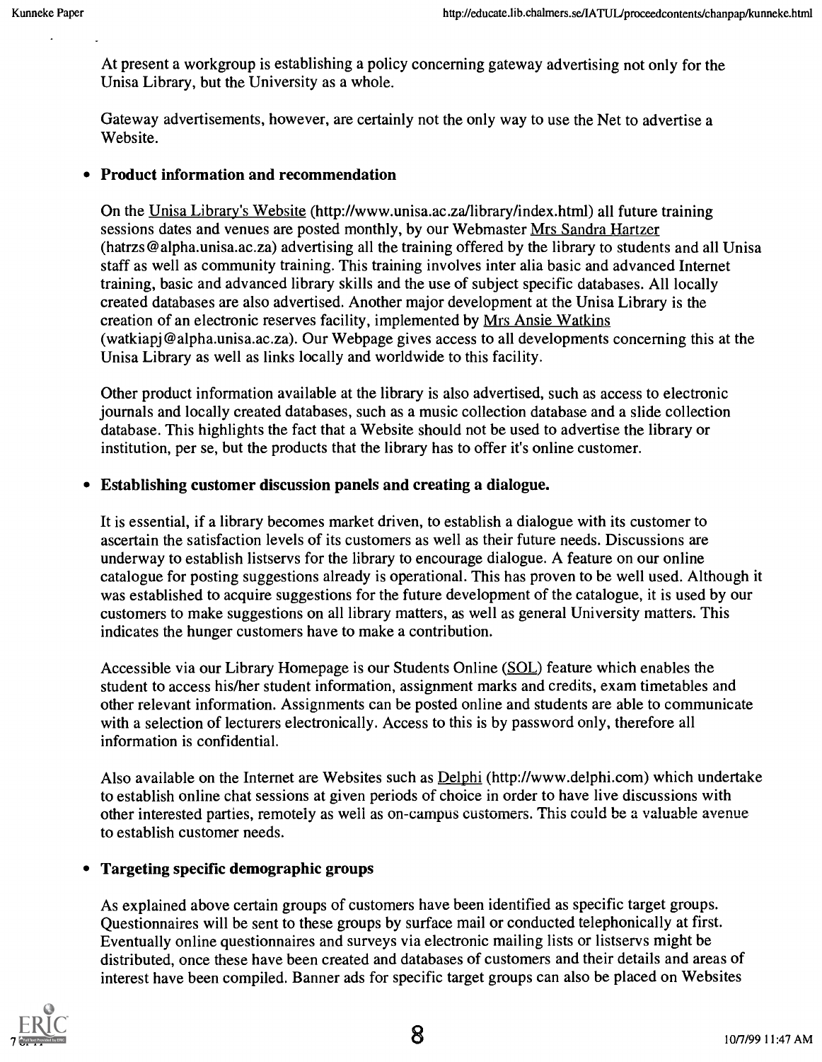At present a workgroup is establishing a policy concerning gateway advertising not only for the Unisa Library, but the University as a whole.

Gateway advertisements, however, are certainly not the only way to use the Net to advertise a Website.

- **Product information and recommendation**

  On the Unisa Library's Website (http://www.unisa.ac.za/library/index.html) all future training sessions dates and venues are posted monthly, by our Webmaster Mrs Sandra Hartzer (hatrzs@alpha.unisa.ac.za) advertising all the training offered by the library to students and all Unisa staff as well as community training. This training involves inter alia basic and advanced Internet training, basic and advanced library skills and the use of subject specific databases. All locally created databases are also advertised. Another major development at the Unisa Library is the creation of an electronic reserves facility, implemented by Mrs Ansie Watkins (watkiapj@alpha.unisa.ac.za). Our Webpage gives access to all developments concerning this at the Unisa Library as well as links locally and worldwide to this facility.

  Other product information available at the library is also advertised, such as access to electronic journals and locally created databases, such as a music collection database and a slide collection database. This highlights the fact that a Website should not be used to advertise the library or institution, per se, but the products that the library has to offer it's online customer.

- **Establishing customer discussion panels and creating a dialogue.**

  It is essential, if a library becomes market driven, to establish a dialogue with its customer to ascertain the satisfaction levels of its customers as well as their future needs. Discussions are underway to establish listservs for the library to encourage dialogue. A feature on our online catalogue for posting suggestions already is operational. This has proven to be well used. Although it was established to acquire suggestions for the future development of the catalogue, it is used by our customers to make suggestions on all library matters, as well as general University matters. This indicates the hunger customers have to make a contribution.

  Accessible via our Library Homepage is our Students Online (SOL) feature which enables the student to access his/her student information, assignment marks and credits, exam timetables and other relevant information. Assignments can be posted online and students are able to communicate with a selection of lecturers electronically. Access to this is by password only, therefore all information is confidential.

  Also available on the Internet are Websites such as Delphi (http://www.delphi.com) which undertake to establish online chat sessions at given periods of choice in order to have live discussions with other interested parties, remotely as well as on-campus customers. This could be a valuable avenue to establish customer needs.

- **Targeting specific demographic groups**

  As explained above certain groups of customers have been identified as specific target groups. Questionnaires will be sent to these groups by surface mail or conducted telephonically at first. Eventually online questionnaires and surveys via electronic mailing lists or listservs might be distributed, once these have been created and databases of customers and their details and areas of interest have been compiled. Banner ads for specific target groups can also be placed on Websites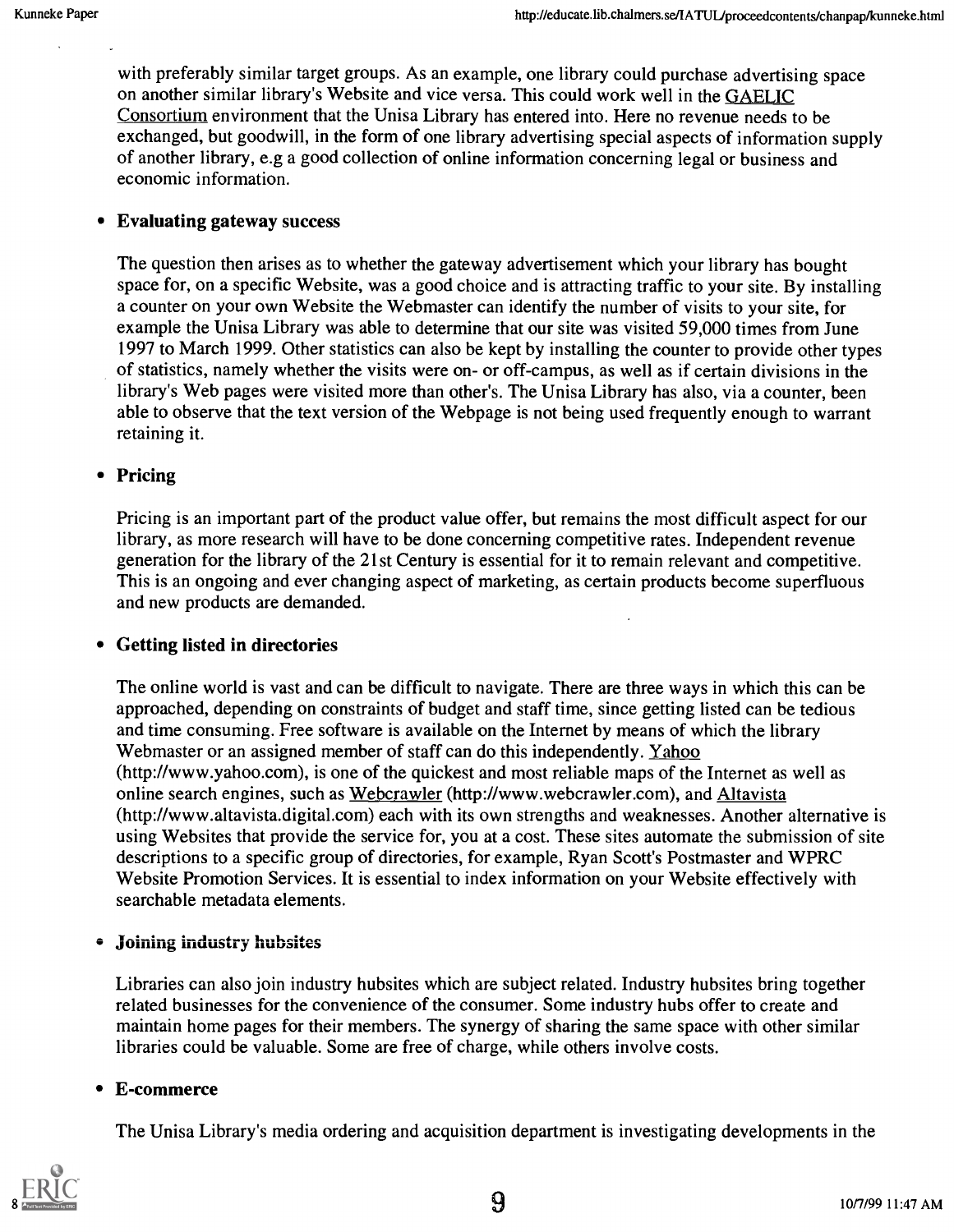with preferably similar target groups. As an example, one library could purchase advertising space on another similar library's Website and vice versa. This could work well in the GAELIC Consortium environment that the Unisa Library has entered into. Here no revenue needs to be exchanged, but goodwill, in the form of one library advertising special aspects of information supply of another library, e.g a good collection of online information concerning legal or business and economic information.

- **Evaluating gateway success**

  The question then arises as to whether the gateway advertisement which your library has bought space for, on a specific Website, was a good choice and is attracting traffic to your site. By installing a counter on your own Website the Webmaster can identify the number of visits to your site, for example the Unisa Library was able to determine that our site was visited 59,000 times from June 1997 to March 1999. Other statistics can also be kept by installing the counter to provide other types of statistics, namely whether the visits were on- or off-campus, as well as if certain divisions in the library's Web pages were visited more than other's. The Unisa Library has also, via a counter, been able to observe that the text version of the Webpage is not being used frequently enough to warrant retaining it.

- **Pricing**

  Pricing is an important part of the product value offer, but remains the most difficult aspect for our library, as more research will have to be done concerning competitive rates. Independent revenue generation for the library of the 21st Century is essential for it to remain relevant and competitive. This is an ongoing and ever changing aspect of marketing, as certain products become superfluous and new products are demanded.

- **Getting listed in directories**

  The online world is vast and can be difficult to navigate. There are three ways in which this can be approached, depending on constraints of budget and staff time, since getting listed can be tedious and time consuming. Free software is available on the Internet by means of which the library Webmaster or an assigned member of staff can do this independently. Yahoo (http://www.yahoo.com), is one of the quickest and most reliable maps of the Internet as well as online search engines, such as Webcrawler (http://www.webcrawler.com), and Altavista (http://www.altavista.digital.com) each with its own strengths and weaknesses. Another alternative is using Websites that provide the service for, you at a cost. These sites automate the submission of site descriptions to a specific group of directories, for example, Ryan Scott's Postmaster and WPRC Website Promotion Services. It is essential to index information on your Website effectively with searchable metadata elements.

- **Joining industry hubsites**

  Libraries can also join industry hubsites which are subject related. Industry hubsites bring together related businesses for the convenience of the consumer. Some industry hubs offer to create and maintain home pages for their members. The synergy of sharing the same space with other similar libraries could be valuable. Some are free of charge, while others involve costs.

- **E-commerce**

  The Unisa Library's media ordering and acquisition department is investigating developments in the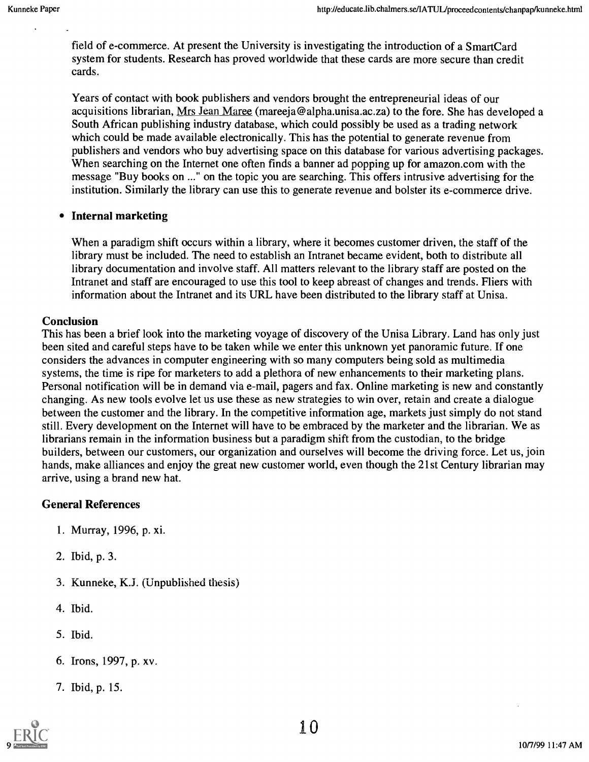field of e-commerce. At present the University is investigating the introduction of a SmartCard system for students. Research has proved worldwide that these cards are more secure than credit cards.

Years of contact with book publishers and vendors brought the entrepreneurial ideas of our acquisitions librarian, Mrs Jean Maree (mareeja@alpha.unisa.ac.za) to the fore. She has developed a South African publishing industry database, which could possibly be used as a trading network which could be made available electronically. This has the potential to generate revenue from publishers and vendors who buy advertising space on this database for various advertising packages. When searching on the Internet one often finds a banner ad popping up for amazon.com with the message "Buy books on ..." on the topic you are searching. This offers intrusive advertising for the institution. Similarly the library can use this to generate revenue and bolster its e-commerce drive.

- **Internal marketing**

  When a paradigm shift occurs within a library, where it becomes customer driven, the staff of the library must be included. The need to establish an Intranet became evident, both to distribute all library documentation and involve staff. All matters relevant to the library staff are posted on the Intranet and staff are encouraged to use this tool to keep abreast of changes and trends. Fliers with information about the Intranet and its URL have been distributed to the library staff at Unisa.

### Conclusion

This has been a brief look into the marketing voyage of discovery of the Unisa Library. Land has only just been sited and careful steps have to be taken while we enter this unknown yet panoramic future. If one considers the advances in computer engineering with so many computers being sold as multimedia systems, the time is ripe for marketers to add a plethora of new enhancements to their marketing plans. Personal notification will be in demand via e-mail, pagers and fax. Online marketing is new and constantly changing. As new tools evolve let us use these as new strategies to win over, retain and create a dialogue between the customer and the library. In the competitive information age, markets just simply do not stand still. Every development on the Internet will have to be embraced by the marketer and the librarian. We as librarians remain in the information business but a paradigm shift from the custodian, to the bridge builders, between our customers, our organization and ourselves will become the driving force. Let us, join hands, make alliances and enjoy the great new customer world, even though the 21st Century librarian may arrive, using a brand new hat.

### General References

1. Murray, 1996, p. xi.
2. Ibid, p. 3.
3. Kunneke, K.J. (Unpublished thesis)
4. Ibid.
5. Ibid.
6. Irons, 1997, p. xv.
7. Ibid, p. 15.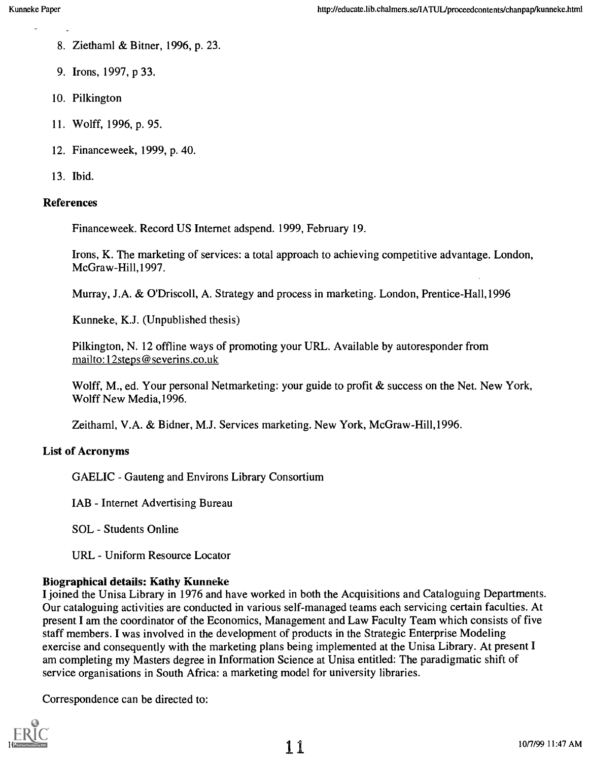8. Zeithaml & Bitner, 1996, p. 23.
9. Irons, 1997, p 33.
10. Pilkington
11. Wolff, 1996, p. 95.
12. Financeweek, 1999, p. 40.
13. Ibid.

### References

Financeweek. Record US Internet adspend. 1999, February 19.

Irons, K. The marketing of services: a total approach to achieving competitive advantage. London, McGraw-Hill,1997.

Murray, J.A. & O'Driscoll, A. Strategy and process in marketing. London, Prentice-Hall,1996

Kunneke, K.J. (Unpublished thesis)

Pilkington, N. 12 offline ways of promoting your URL. Available by autoresponder from mailto:12steps@severins.co.uk

Wolff, M., ed. Your personal Netmarketing: your guide to profit & success on the Net. New York, Wolff New Media,1996.

Zeithaml, V.A. & Bidner, M.J. Services marketing. New York, McGraw-Hill,1996.

### List of Acronyms

GAELIC - Gauteng and Environs Library Consortium

IAB - Internet Advertising Bureau

SOL - Students Online

URL - Uniform Resource Locator

### Biographical details: Kathy Kunneke

I joined the Unisa Library in 1976 and have worked in both the Acquisitions and Cataloguing Departments. Our cataloguing activities are conducted in various self-managed teams each servicing certain faculties. At present I am the coordinator of the Economics, Management and Law Faculty Team which consists of five staff members. I was involved in the development of products in the Strategic Enterprise Modeling exercise and consequently with the marketing plans being implemented at the Unisa Library. At present I am completing my Masters degree in Information Science at Unisa entitled: The paradigmatic shift of service organisations in South Africa: a marketing model for university libraries.

Correspondence can be directed to: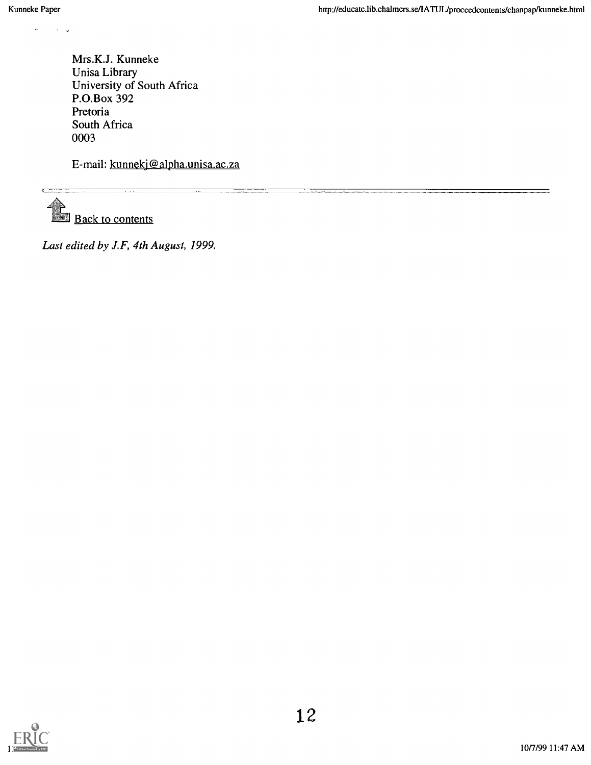Mrs.K.J. Kunneke
Unisa Library
University of South Africa
P.O.Box 392
Pretoria
South Africa
0003

E-mail: kunnekj@alpha.unisa.ac.za

---

Back to contents

*Last edited by J.F, 4th August, 1999.*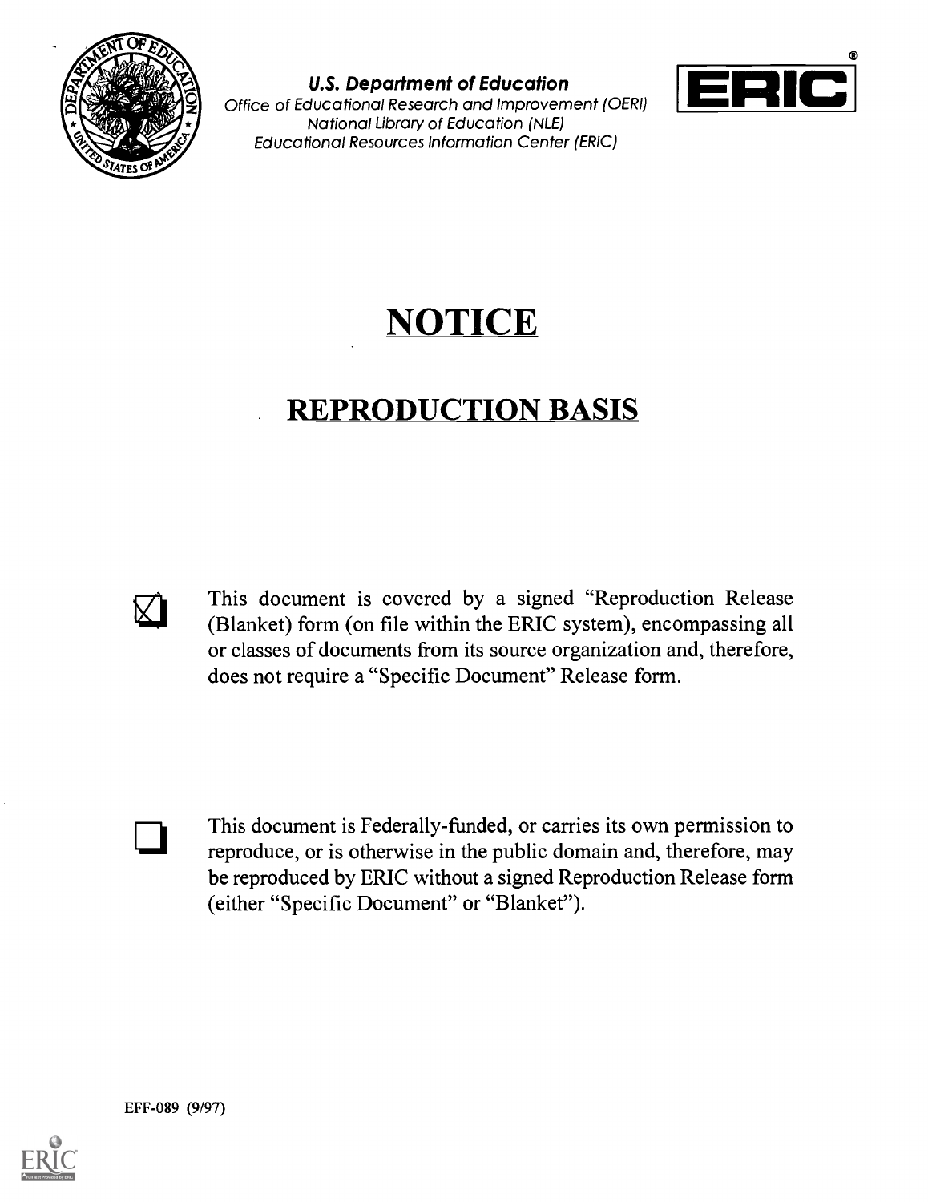**U.S. Department of Education**
*Office of Educational Research and Improvement (OERI)*
*National Library of Education (NLE)*
*Educational Resources Information Center (ERIC)*

ERIC®

# NOTICE

## REPRODUCTION BASIS

☒ This document is covered by a signed "Reproduction Release (Blanket) form (on file within the ERIC system), encompassing all or classes of documents from its source organization and, therefore, does not require a "Specific Document" Release form.

☐ This document is Federally-funded, or carries its own permission to reproduce, or is otherwise in the public domain and, therefore, may be reproduced by ERIC without a signed Reproduction Release form (either "Specific Document" or "Blanket").

EFF-089 (9/97)